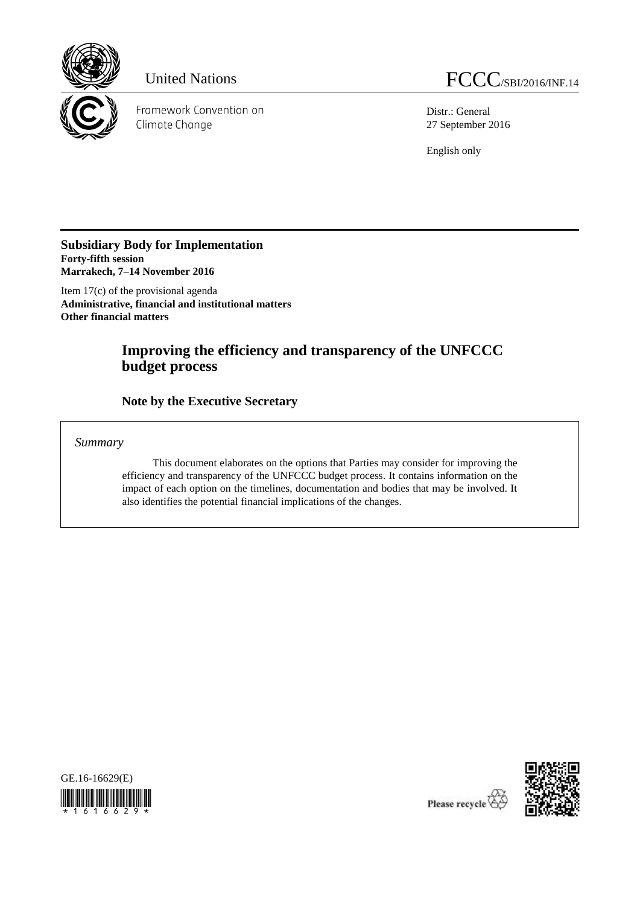United Nations

FCCC/SBI/2016/INF.14

Framework Convention on Climate Change

Distr.: General
27 September 2016

English only

**Subsidiary Body for Implementation**
**Forty-fifth session**
**Marrakech, 7–14 November 2016**

Item 17(c) of the provisional agenda
**Administrative, financial and institutional matters**
**Other financial matters**

# Improving the efficiency and transparency of the UNFCCC budget process

## Note by the Executive Secretary

*Summary*

This document elaborates on the options that Parties may consider for improving the efficiency and transparency of the UNFCCC budget process. It contains information on the impact of each option on the timelines, documentation and bodies that may be involved. It also identifies the potential financial implications of the changes.

GE.16-16629(E)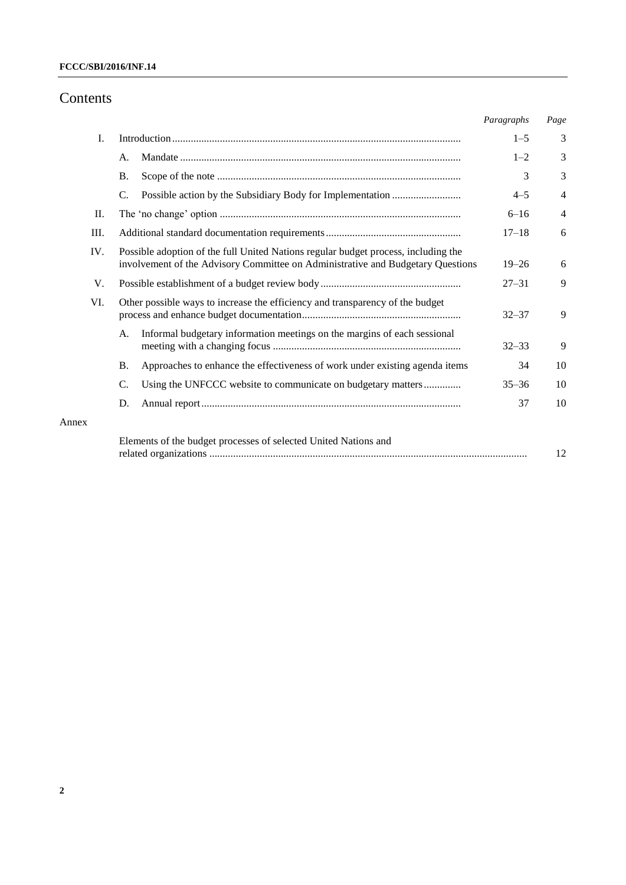# Contents

| | | | Paragraphs | Page |
|---|---|---|---|---|
| I. | Introduction | | 1–5 | 3 |
| | A. | Mandate | 1–2 | 3 |
| | B. | Scope of the note | 3 | 3 |
| | C. | Possible action by the Subsidiary Body for Implementation | 4–5 | 4 |
| II. | The 'no change' option | | 6–16 | 4 |
| III. | Additional standard documentation requirements | | 17–18 | 6 |
| IV. | Possible adoption of the full United Nations regular budget process, including the involvement of the Advisory Committee on Administrative and Budgetary Questions | | 19–26 | 6 |
| V. | Possible establishment of a budget review body | | 27–31 | 9 |
| VI. | Other possible ways to increase the efficiency and transparency of the budget process and enhance budget documentation | | 32–37 | 9 |
| | A. | Informal budgetary information meetings on the margins of each sessional meeting with a changing focus | 32–33 | 9 |
| | B. | Approaches to enhance the effectiveness of work under existing agenda items | 34 | 10 |
| | C. | Using the UNFCCC website to communicate on budgetary matters | 35–36 | 10 |
| | D. | Annual report | 37 | 10 |
| Annex | | | | |
| | Elements of the budget processes of selected United Nations and related organizations | | | 12 |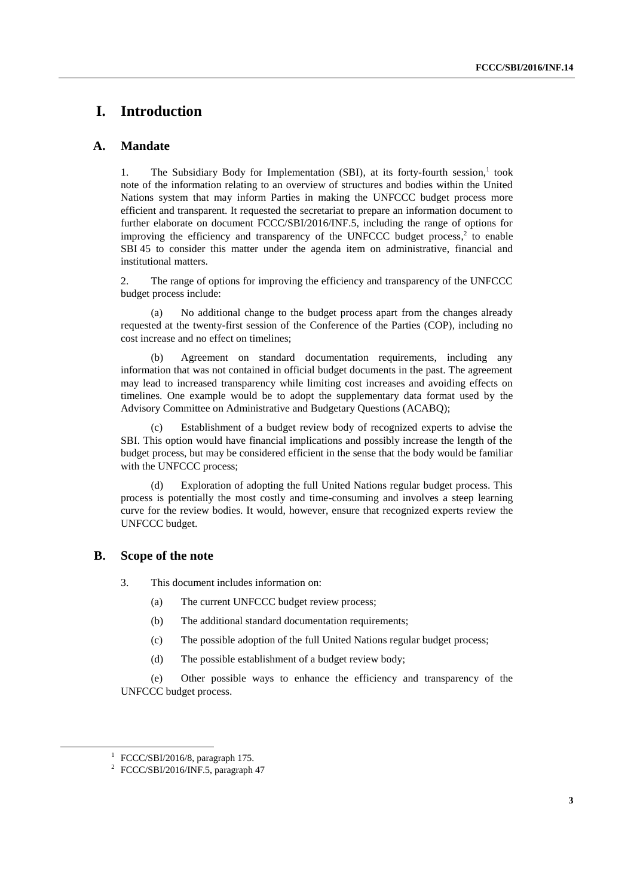# I. Introduction

## A. Mandate

1. The Subsidiary Body for Implementation (SBI), at its forty-fourth session,[1] took note of the information relating to an overview of structures and bodies within the United Nations system that may inform Parties in making the UNFCCC budget process more efficient and transparent. It requested the secretariat to prepare an information document to further elaborate on document FCCC/SBI/2016/INF.5, including the range of options for improving the efficiency and transparency of the UNFCCC budget process,[2] to enable SBI 45 to consider this matter under the agenda item on administrative, financial and institutional matters.

2. The range of options for improving the efficiency and transparency of the UNFCCC budget process include:

(a) No additional change to the budget process apart from the changes already requested at the twenty-first session of the Conference of the Parties (COP), including no cost increase and no effect on timelines;

(b) Agreement on standard documentation requirements, including any information that was not contained in official budget documents in the past. The agreement may lead to increased transparency while limiting cost increases and avoiding effects on timelines. One example would be to adopt the supplementary data format used by the Advisory Committee on Administrative and Budgetary Questions (ACABQ);

(c) Establishment of a budget review body of recognized experts to advise the SBI. This option would have financial implications and possibly increase the length of the budget process, but may be considered efficient in the sense that the body would be familiar with the UNFCCC process;

(d) Exploration of adopting the full United Nations regular budget process. This process is potentially the most costly and time-consuming and involves a steep learning curve for the review bodies. It would, however, ensure that recognized experts review the UNFCCC budget.

## B. Scope of the note

3. This document includes information on:

(a) The current UNFCCC budget review process;

(b) The additional standard documentation requirements;

(c) The possible adoption of the full United Nations regular budget process;

(d) The possible establishment of a budget review body;

(e) Other possible ways to enhance the efficiency and transparency of the UNFCCC budget process.

---

[1] FCCC/SBI/2016/8, paragraph 175.

[2] FCCC/SBI/2016/INF.5, paragraph 47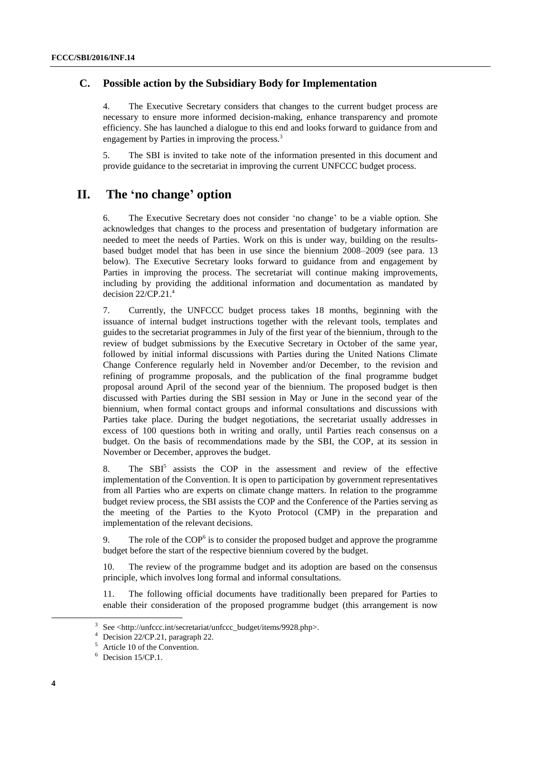### C. Possible action by the Subsidiary Body for Implementation

4. The Executive Secretary considers that changes to the current budget process are necessary to ensure more informed decision-making, enhance transparency and promote efficiency. She has launched a dialogue to this end and looks forward to guidance from and engagement by Parties in improving the process.[3]

5. The SBI is invited to take note of the information presented in this document and provide guidance to the secretariat in improving the current UNFCCC budget process.

## II. The 'no change' option

6. The Executive Secretary does not consider 'no change' to be a viable option. She acknowledges that changes to the process and presentation of budgetary information are needed to meet the needs of Parties. Work on this is under way, building on the results-based budget model that has been in use since the biennium 2008–2009 (see para. 13 below). The Executive Secretary looks forward to guidance from and engagement by Parties in improving the process. The secretariat will continue making improvements, including by providing the additional information and documentation as mandated by decision 22/CP.21.[4]

7. Currently, the UNFCCC budget process takes 18 months, beginning with the issuance of internal budget instructions together with the relevant tools, templates and guides to the secretariat programmes in July of the first year of the biennium, through to the review of budget submissions by the Executive Secretary in October of the same year, followed by initial informal discussions with Parties during the United Nations Climate Change Conference regularly held in November and/or December, to the revision and refining of programme proposals, and the publication of the final programme budget proposal around April of the second year of the biennium. The proposed budget is then discussed with Parties during the SBI session in May or June in the second year of the biennium, when formal contact groups and informal consultations and discussions with Parties take place. During the budget negotiations, the secretariat usually addresses in excess of 100 questions both in writing and orally, until Parties reach consensus on a budget. On the basis of recommendations made by the SBI, the COP, at its session in November or December, approves the budget.

8. The SBI[5] assists the COP in the assessment and review of the effective implementation of the Convention. It is open to participation by government representatives from all Parties who are experts on climate change matters. In relation to the programme budget review process, the SBI assists the COP and the Conference of the Parties serving as the meeting of the Parties to the Kyoto Protocol (CMP) in the preparation and implementation of the relevant decisions.

9. The role of the COP[6] is to consider the proposed budget and approve the programme budget before the start of the respective biennium covered by the budget.

10. The review of the programme budget and its adoption are based on the consensus principle, which involves long formal and informal consultations.

11. The following official documents have traditionally been prepared for Parties to enable their consideration of the proposed programme budget (this arrangement is now

---

[3] See <http://unfccc.int/secretariat/unfccc_budget/items/9928.php>.

[4] Decision 22/CP.21, paragraph 22.

[5] Article 10 of the Convention.

[6] Decision 15/CP.1.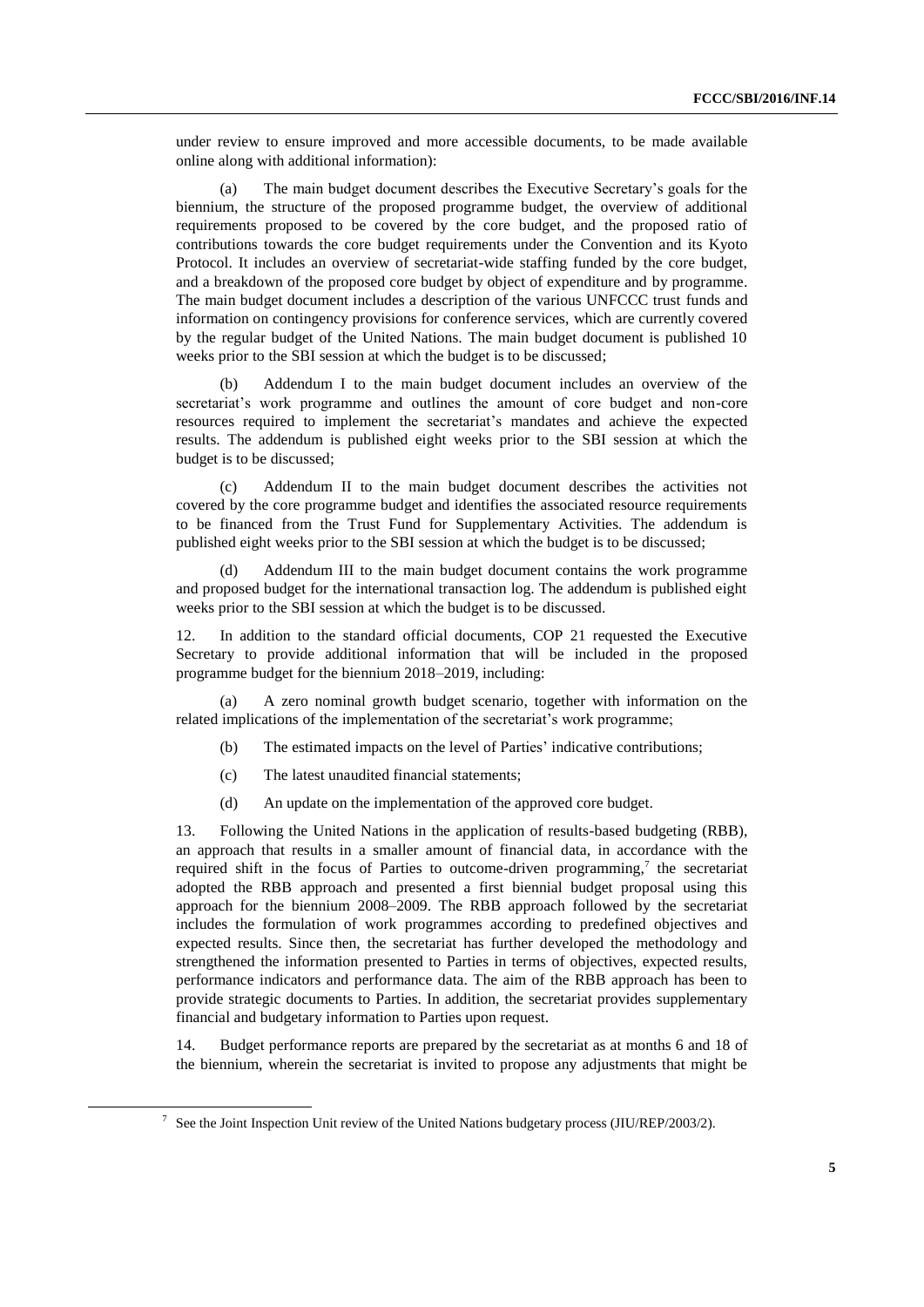under review to ensure improved and more accessible documents, to be made available online along with additional information):

(a) The main budget document describes the Executive Secretary's goals for the biennium, the structure of the proposed programme budget, the overview of additional requirements proposed to be covered by the core budget, and the proposed ratio of contributions towards the core budget requirements under the Convention and its Kyoto Protocol. It includes an overview of secretariat-wide staffing funded by the core budget, and a breakdown of the proposed core budget by object of expenditure and by programme. The main budget document includes a description of the various UNFCCC trust funds and information on contingency provisions for conference services, which are currently covered by the regular budget of the United Nations. The main budget document is published 10 weeks prior to the SBI session at which the budget is to be discussed;

(b) Addendum I to the main budget document includes an overview of the secretariat's work programme and outlines the amount of core budget and non-core resources required to implement the secretariat's mandates and achieve the expected results. The addendum is published eight weeks prior to the SBI session at which the budget is to be discussed;

(c) Addendum II to the main budget document describes the activities not covered by the core programme budget and identifies the associated resource requirements to be financed from the Trust Fund for Supplementary Activities. The addendum is published eight weeks prior to the SBI session at which the budget is to be discussed;

(d) Addendum III to the main budget document contains the work programme and proposed budget for the international transaction log. The addendum is published eight weeks prior to the SBI session at which the budget is to be discussed.

12. In addition to the standard official documents, COP 21 requested the Executive Secretary to provide additional information that will be included in the proposed programme budget for the biennium 2018–2019, including:

(a) A zero nominal growth budget scenario, together with information on the related implications of the implementation of the secretariat's work programme;

(b) The estimated impacts on the level of Parties' indicative contributions;

(c) The latest unaudited financial statements;

(d) An update on the implementation of the approved core budget.

13. Following the United Nations in the application of results-based budgeting (RBB), an approach that results in a smaller amount of financial data, in accordance with the required shift in the focus of Parties to outcome-driven programming,[7] the secretariat adopted the RBB approach and presented a first biennial budget proposal using this approach for the biennium 2008–2009. The RBB approach followed by the secretariat includes the formulation of work programmes according to predefined objectives and expected results. Since then, the secretariat has further developed the methodology and strengthened the information presented to Parties in terms of objectives, expected results, performance indicators and performance data. The aim of the RBB approach has been to provide strategic documents to Parties. In addition, the secretariat provides supplementary financial and budgetary information to Parties upon request.

14. Budget performance reports are prepared by the secretariat as at months 6 and 18 of the biennium, wherein the secretariat is invited to propose any adjustments that might be

[7] See the Joint Inspection Unit review of the United Nations budgetary process (JIU/REP/2003/2).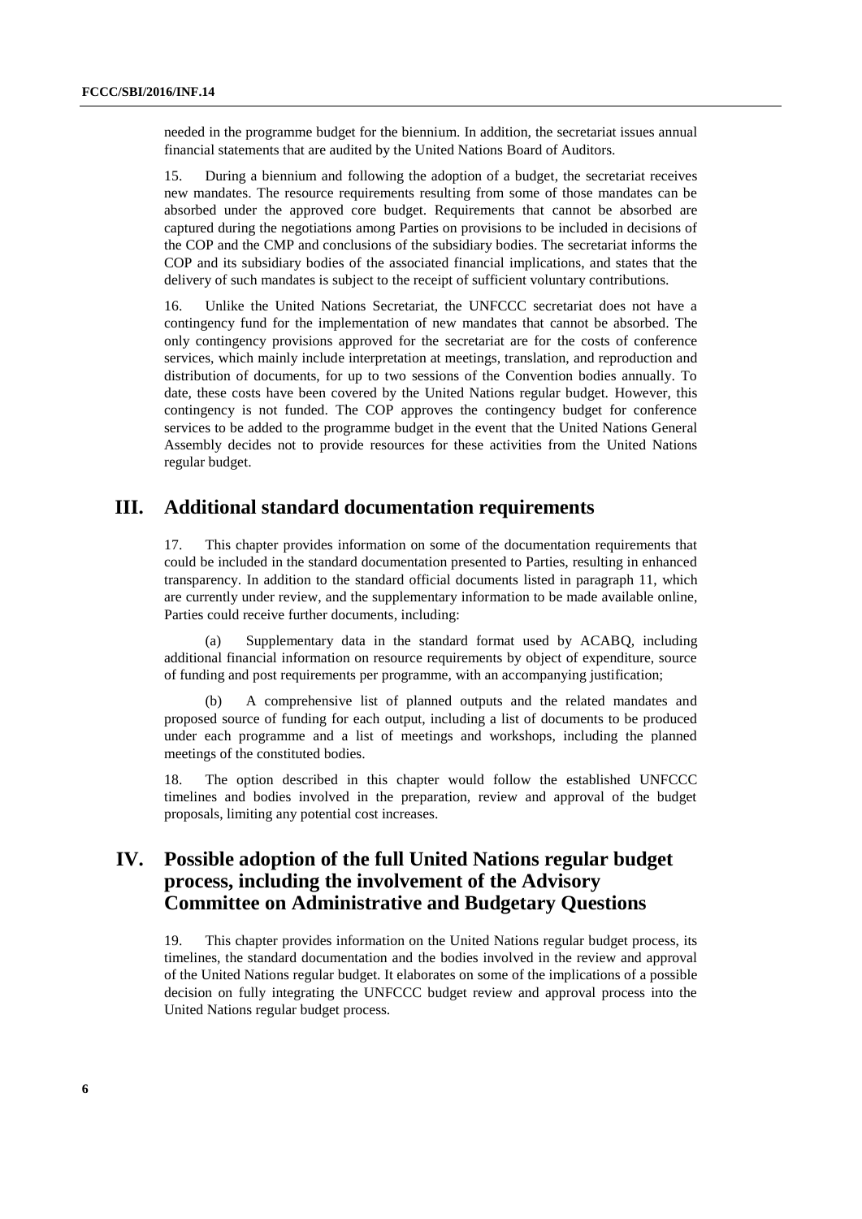needed in the programme budget for the biennium. In addition, the secretariat issues annual financial statements that are audited by the United Nations Board of Auditors.

15. During a biennium and following the adoption of a budget, the secretariat receives new mandates. The resource requirements resulting from some of those mandates can be absorbed under the approved core budget. Requirements that cannot be absorbed are captured during the negotiations among Parties on provisions to be included in decisions of the COP and the CMP and conclusions of the subsidiary bodies. The secretariat informs the COP and its subsidiary bodies of the associated financial implications, and states that the delivery of such mandates is subject to the receipt of sufficient voluntary contributions.

16. Unlike the United Nations Secretariat, the UNFCCC secretariat does not have a contingency fund for the implementation of new mandates that cannot be absorbed. The only contingency provisions approved for the secretariat are for the costs of conference services, which mainly include interpretation at meetings, translation, and reproduction and distribution of documents, for up to two sessions of the Convention bodies annually. To date, these costs have been covered by the United Nations regular budget. However, this contingency is not funded. The COP approves the contingency budget for conference services to be added to the programme budget in the event that the United Nations General Assembly decides not to provide resources for these activities from the United Nations regular budget.

## III. Additional standard documentation requirements

17. This chapter provides information on some of the documentation requirements that could be included in the standard documentation presented to Parties, resulting in enhanced transparency. In addition to the standard official documents listed in paragraph 11, which are currently under review, and the supplementary information to be made available online, Parties could receive further documents, including:

(a) Supplementary data in the standard format used by ACABQ, including additional financial information on resource requirements by object of expenditure, source of funding and post requirements per programme, with an accompanying justification;

(b) A comprehensive list of planned outputs and the related mandates and proposed source of funding for each output, including a list of documents to be produced under each programme and a list of meetings and workshops, including the planned meetings of the constituted bodies.

18. The option described in this chapter would follow the established UNFCCC timelines and bodies involved in the preparation, review and approval of the budget proposals, limiting any potential cost increases.

## IV. Possible adoption of the full United Nations regular budget process, including the involvement of the Advisory Committee on Administrative and Budgetary Questions

19. This chapter provides information on the United Nations regular budget process, its timelines, the standard documentation and the bodies involved in the review and approval of the United Nations regular budget. It elaborates on some of the implications of a possible decision on fully integrating the UNFCCC budget review and approval process into the United Nations regular budget process.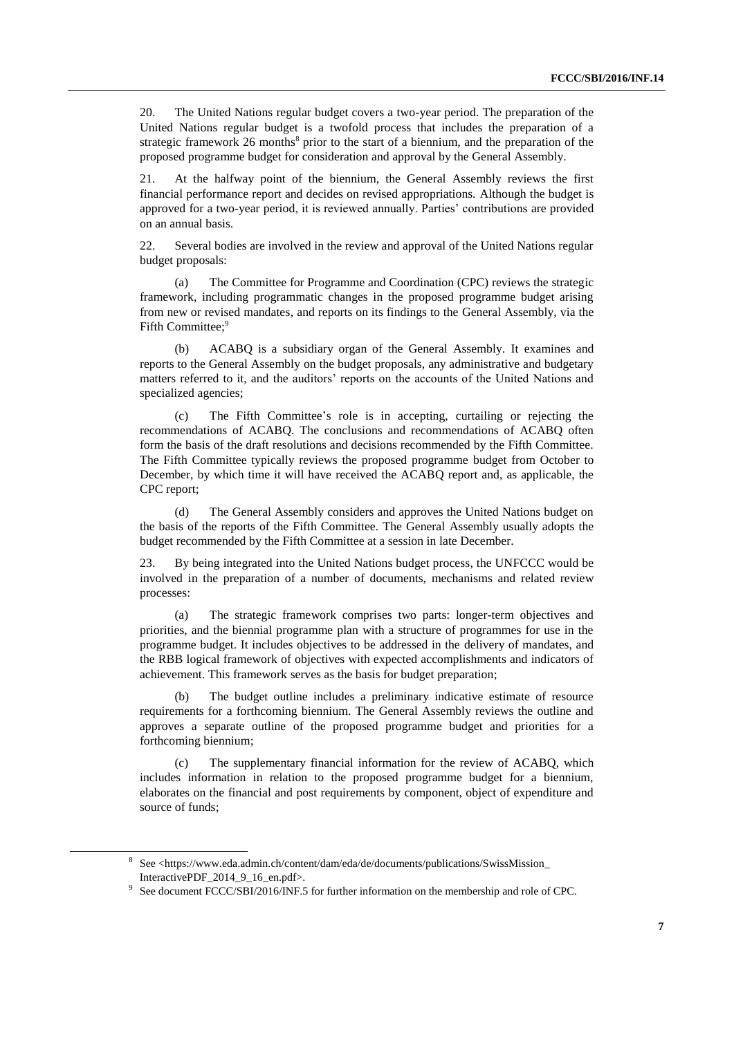20. The United Nations regular budget covers a two-year period. The preparation of the United Nations regular budget is a twofold process that includes the preparation of a strategic framework 26 months[8] prior to the start of a biennium, and the preparation of the proposed programme budget for consideration and approval by the General Assembly.

21. At the halfway point of the biennium, the General Assembly reviews the first financial performance report and decides on revised appropriations. Although the budget is approved for a two-year period, it is reviewed annually. Parties' contributions are provided on an annual basis.

22. Several bodies are involved in the review and approval of the United Nations regular budget proposals:

(a) The Committee for Programme and Coordination (CPC) reviews the strategic framework, including programmatic changes in the proposed programme budget arising from new or revised mandates, and reports on its findings to the General Assembly, via the Fifth Committee;[9]

(b) ACABQ is a subsidiary organ of the General Assembly. It examines and reports to the General Assembly on the budget proposals, any administrative and budgetary matters referred to it, and the auditors' reports on the accounts of the United Nations and specialized agencies;

(c) The Fifth Committee's role is in accepting, curtailing or rejecting the recommendations of ACABQ. The conclusions and recommendations of ACABQ often form the basis of the draft resolutions and decisions recommended by the Fifth Committee. The Fifth Committee typically reviews the proposed programme budget from October to December, by which time it will have received the ACABQ report and, as applicable, the CPC report;

(d) The General Assembly considers and approves the United Nations budget on the basis of the reports of the Fifth Committee. The General Assembly usually adopts the budget recommended by the Fifth Committee at a session in late December.

23. By being integrated into the United Nations budget process, the UNFCCC would be involved in the preparation of a number of documents, mechanisms and related review processes:

(a) The strategic framework comprises two parts: longer-term objectives and priorities, and the biennial programme plan with a structure of programmes for use in the programme budget. It includes objectives to be addressed in the delivery of mandates, and the RBB logical framework of objectives with expected accomplishments and indicators of achievement. This framework serves as the basis for budget preparation;

(b) The budget outline includes a preliminary indicative estimate of resource requirements for a forthcoming biennium. The General Assembly reviews the outline and approves a separate outline of the proposed programme budget and priorities for a forthcoming biennium;

(c) The supplementary financial information for the review of ACABQ, which includes information in relation to the proposed programme budget for a biennium, elaborates on the financial and post requirements by component, object of expenditure and source of funds;

---

[8] See <https://www.eda.admin.ch/content/dam/eda/de/documents/publications/SwissMission_InteractivePDF_2014_9_16_en.pdf>.

[9] See document FCCC/SBI/2016/INF.5 for further information on the membership and role of CPC.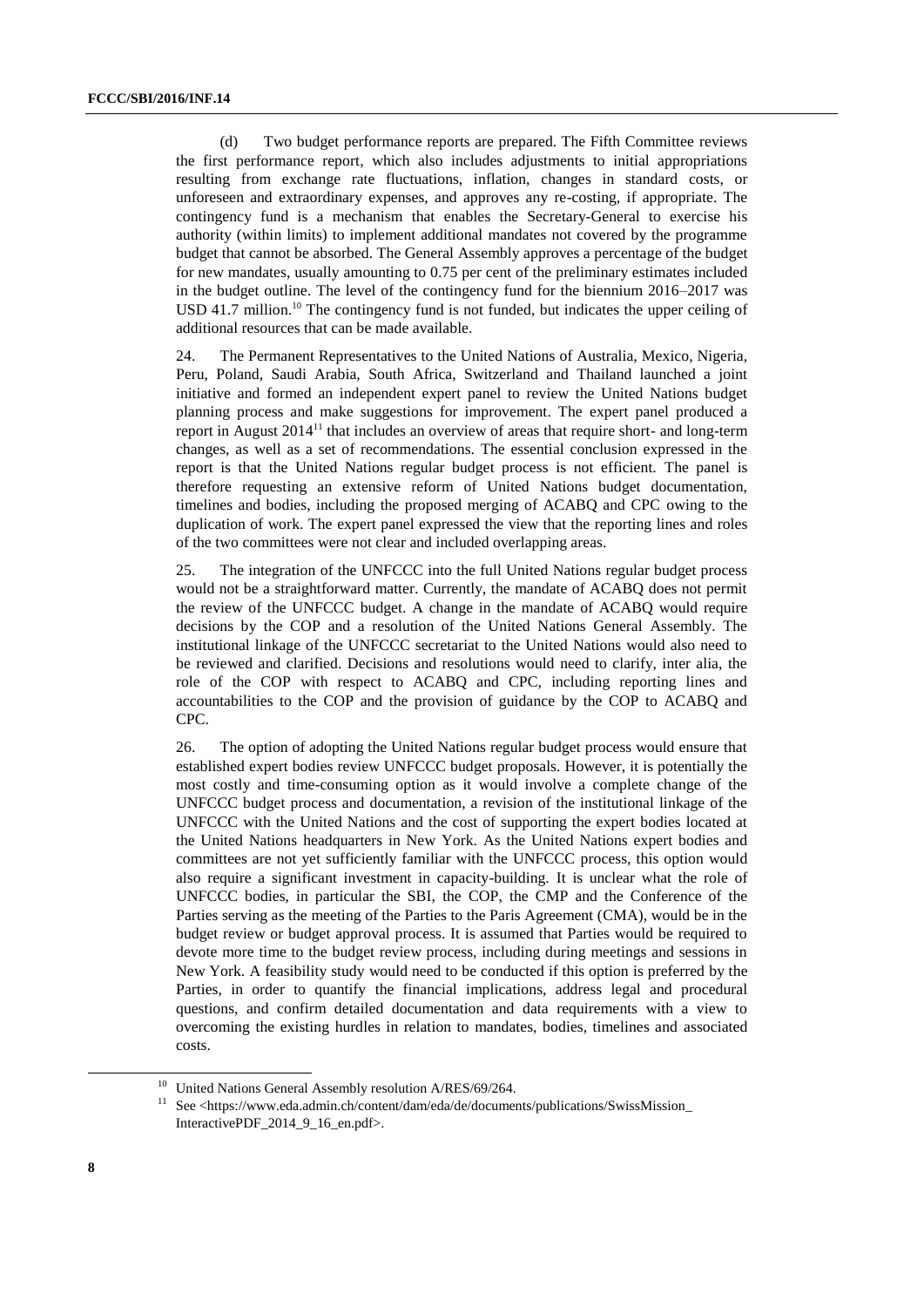(d) Two budget performance reports are prepared. The Fifth Committee reviews the first performance report, which also includes adjustments to initial appropriations resulting from exchange rate fluctuations, inflation, changes in standard costs, or unforeseen and extraordinary expenses, and approves any re-costing, if appropriate. The contingency fund is a mechanism that enables the Secretary-General to exercise his authority (within limits) to implement additional mandates not covered by the programme budget that cannot be absorbed. The General Assembly approves a percentage of the budget for new mandates, usually amounting to 0.75 per cent of the preliminary estimates included in the budget outline. The level of the contingency fund for the biennium 2016–2017 was USD 41.7 million.[10] The contingency fund is not funded, but indicates the upper ceiling of additional resources that can be made available.

24. The Permanent Representatives to the United Nations of Australia, Mexico, Nigeria, Peru, Poland, Saudi Arabia, South Africa, Switzerland and Thailand launched a joint initiative and formed an independent expert panel to review the United Nations budget planning process and make suggestions for improvement. The expert panel produced a report in August 2014[11] that includes an overview of areas that require short- and long-term changes, as well as a set of recommendations. The essential conclusion expressed in the report is that the United Nations regular budget process is not efficient. The panel is therefore requesting an extensive reform of United Nations budget documentation, timelines and bodies, including the proposed merging of ACABQ and CPC owing to the duplication of work. The expert panel expressed the view that the reporting lines and roles of the two committees were not clear and included overlapping areas.

25. The integration of the UNFCCC into the full United Nations regular budget process would not be a straightforward matter. Currently, the mandate of ACABQ does not permit the review of the UNFCCC budget. A change in the mandate of ACABQ would require decisions by the COP and a resolution of the United Nations General Assembly. The institutional linkage of the UNFCCC secretariat to the United Nations would also need to be reviewed and clarified. Decisions and resolutions would need to clarify, inter alia, the role of the COP with respect to ACABQ and CPC, including reporting lines and accountabilities to the COP and the provision of guidance by the COP to ACABQ and CPC.

26. The option of adopting the United Nations regular budget process would ensure that established expert bodies review UNFCCC budget proposals. However, it is potentially the most costly and time-consuming option as it would involve a complete change of the UNFCCC budget process and documentation, a revision of the institutional linkage of the UNFCCC with the United Nations and the cost of supporting the expert bodies located at the United Nations headquarters in New York. As the United Nations expert bodies and committees are not yet sufficiently familiar with the UNFCCC process, this option would also require a significant investment in capacity-building. It is unclear what the role of UNFCCC bodies, in particular the SBI, the COP, the CMP and the Conference of the Parties serving as the meeting of the Parties to the Paris Agreement (CMA), would be in the budget review or budget approval process. It is assumed that Parties would be required to devote more time to the budget review process, including during meetings and sessions in New York. A feasibility study would need to be conducted if this option is preferred by the Parties, in order to quantify the financial implications, address legal and procedural questions, and confirm detailed documentation and data requirements with a view to overcoming the existing hurdles in relation to mandates, bodies, timelines and associated costs.

[10] United Nations General Assembly resolution A/RES/69/264.

[11] See <https://www.eda.admin.ch/content/dam/eda/de/documents/publications/SwissMission_InteractivePDF_2014_9_16_en.pdf>.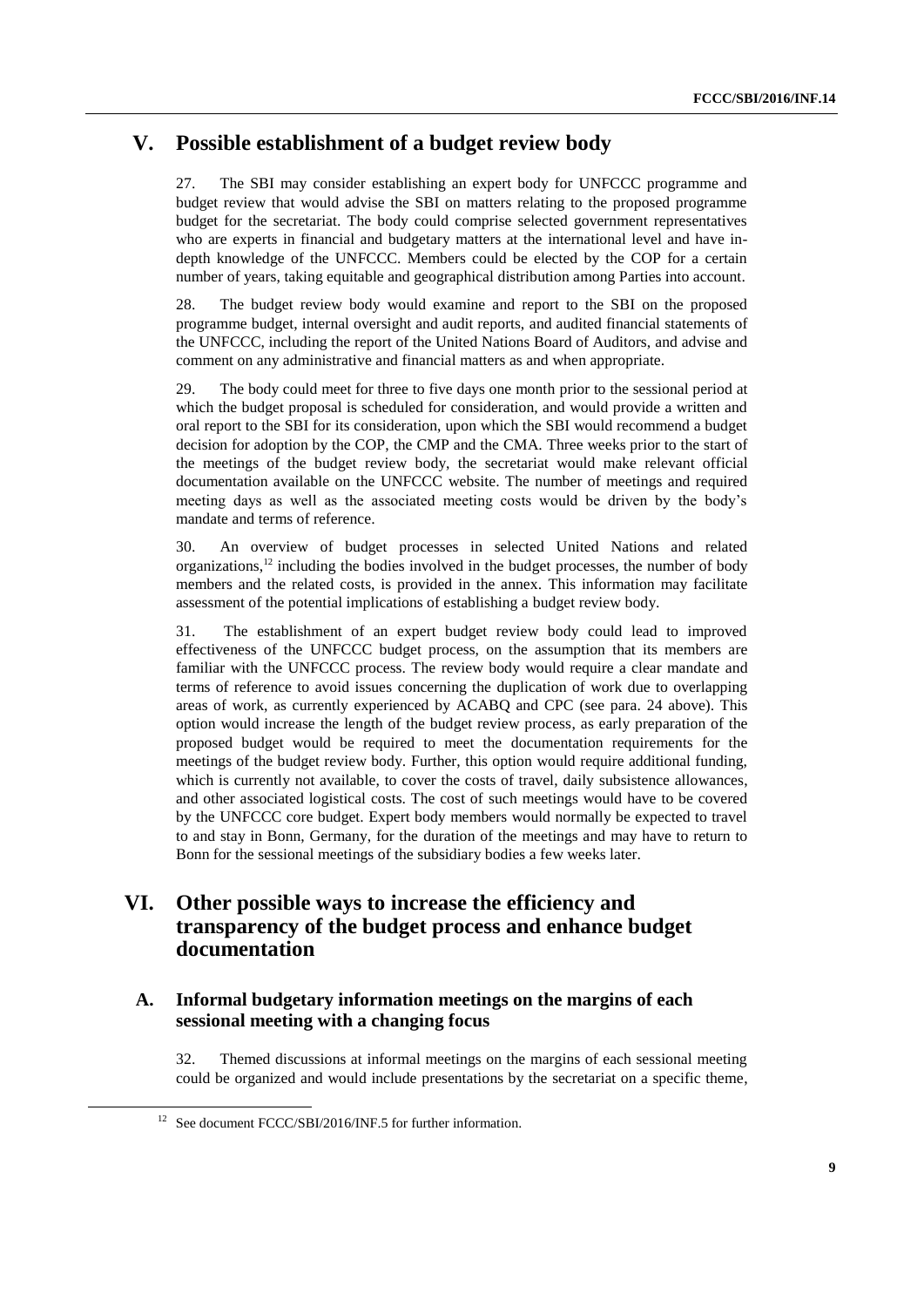## V. Possible establishment of a budget review body

27. The SBI may consider establishing an expert body for UNFCCC programme and budget review that would advise the SBI on matters relating to the proposed programme budget for the secretariat. The body could comprise selected government representatives who are experts in financial and budgetary matters at the international level and have in-depth knowledge of the UNFCCC. Members could be elected by the COP for a certain number of years, taking equitable and geographical distribution among Parties into account.

28. The budget review body would examine and report to the SBI on the proposed programme budget, internal oversight and audit reports, and audited financial statements of the UNFCCC, including the report of the United Nations Board of Auditors, and advise and comment on any administrative and financial matters as and when appropriate.

29. The body could meet for three to five days one month prior to the sessional period at which the budget proposal is scheduled for consideration, and would provide a written and oral report to the SBI for its consideration, upon which the SBI would recommend a budget decision for adoption by the COP, the CMP and the CMA. Three weeks prior to the start of the meetings of the budget review body, the secretariat would make relevant official documentation available on the UNFCCC website. The number of meetings and required meeting days as well as the associated meeting costs would be driven by the body's mandate and terms of reference.

30. An overview of budget processes in selected United Nations and related organizations,[12] including the bodies involved in the budget processes, the number of body members and the related costs, is provided in the annex. This information may facilitate assessment of the potential implications of establishing a budget review body.

31. The establishment of an expert budget review body could lead to improved effectiveness of the UNFCCC budget process, on the assumption that its members are familiar with the UNFCCC process. The review body would require a clear mandate and terms of reference to avoid issues concerning the duplication of work due to overlapping areas of work, as currently experienced by ACABQ and CPC (see para. 24 above). This option would increase the length of the budget review process, as early preparation of the proposed budget would be required to meet the documentation requirements for the meetings of the budget review body. Further, this option would require additional funding, which is currently not available, to cover the costs of travel, daily subsistence allowances, and other associated logistical costs. The cost of such meetings would have to be covered by the UNFCCC core budget. Expert body members would normally be expected to travel to and stay in Bonn, Germany, for the duration of the meetings and may have to return to Bonn for the sessional meetings of the subsidiary bodies a few weeks later.

## VI. Other possible ways to increase the efficiency and transparency of the budget process and enhance budget documentation

### A. Informal budgetary information meetings on the margins of each sessional meeting with a changing focus

32. Themed discussions at informal meetings on the margins of each sessional meeting could be organized and would include presentations by the secretariat on a specific theme,

[12] See document FCCC/SBI/2016/INF.5 for further information.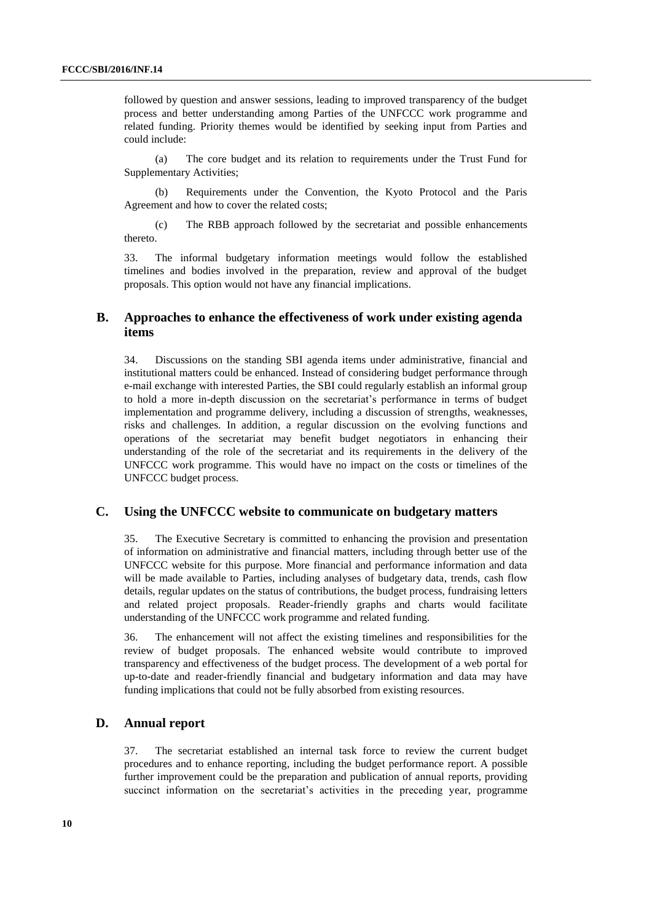followed by question and answer sessions, leading to improved transparency of the budget process and better understanding among Parties of the UNFCCC work programme and related funding. Priority themes would be identified by seeking input from Parties and could include:

(a) The core budget and its relation to requirements under the Trust Fund for Supplementary Activities;

(b) Requirements under the Convention, the Kyoto Protocol and the Paris Agreement and how to cover the related costs;

(c) The RBB approach followed by the secretariat and possible enhancements thereto.

33. The informal budgetary information meetings would follow the established timelines and bodies involved in the preparation, review and approval of the budget proposals. This option would not have any financial implications.

## B. Approaches to enhance the effectiveness of work under existing agenda items

34. Discussions on the standing SBI agenda items under administrative, financial and institutional matters could be enhanced. Instead of considering budget performance through e-mail exchange with interested Parties, the SBI could regularly establish an informal group to hold a more in-depth discussion on the secretariat's performance in terms of budget implementation and programme delivery, including a discussion of strengths, weaknesses, risks and challenges. In addition, a regular discussion on the evolving functions and operations of the secretariat may benefit budget negotiators in enhancing their understanding of the role of the secretariat and its requirements in the delivery of the UNFCCC work programme. This would have no impact on the costs or timelines of the UNFCCC budget process.

## C. Using the UNFCCC website to communicate on budgetary matters

35. The Executive Secretary is committed to enhancing the provision and presentation of information on administrative and financial matters, including through better use of the UNFCCC website for this purpose. More financial and performance information and data will be made available to Parties, including analyses of budgetary data, trends, cash flow details, regular updates on the status of contributions, the budget process, fundraising letters and related project proposals. Reader-friendly graphs and charts would facilitate understanding of the UNFCCC work programme and related funding.

36. The enhancement will not affect the existing timelines and responsibilities for the review of budget proposals. The enhanced website would contribute to improved transparency and effectiveness of the budget process. The development of a web portal for up-to-date and reader-friendly financial and budgetary information and data may have funding implications that could not be fully absorbed from existing resources.

## D. Annual report

37. The secretariat established an internal task force to review the current budget procedures and to enhance reporting, including the budget performance report. A possible further improvement could be the preparation and publication of annual reports, providing succinct information on the secretariat's activities in the preceding year, programme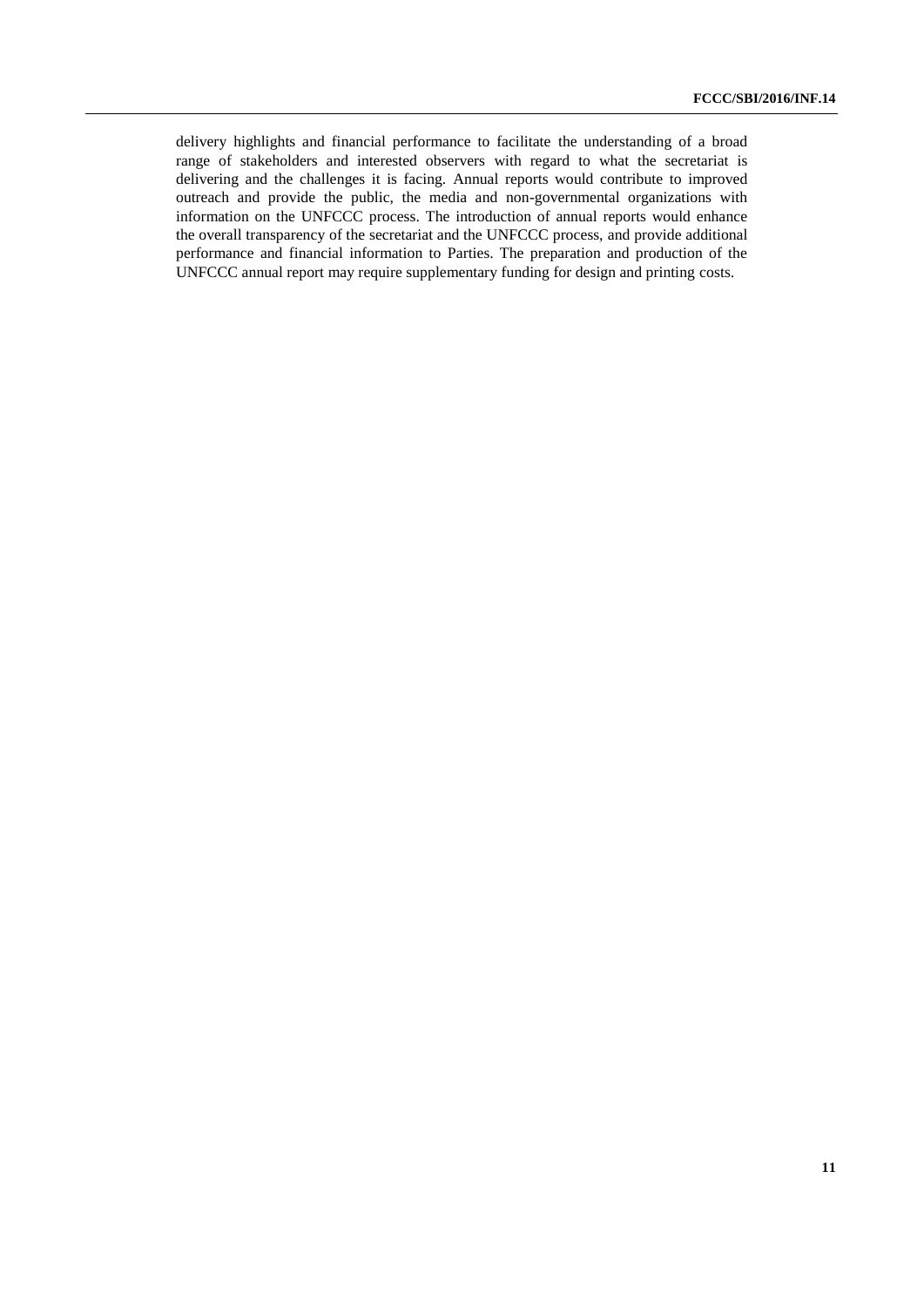delivery highlights and financial performance to facilitate the understanding of a broad range of stakeholders and interested observers with regard to what the secretariat is delivering and the challenges it is facing. Annual reports would contribute to improved outreach and provide the public, the media and non-governmental organizations with information on the UNFCCC process. The introduction of annual reports would enhance the overall transparency of the secretariat and the UNFCCC process, and provide additional performance and financial information to Parties. The preparation and production of the UNFCCC annual report may require supplementary funding for design and printing costs.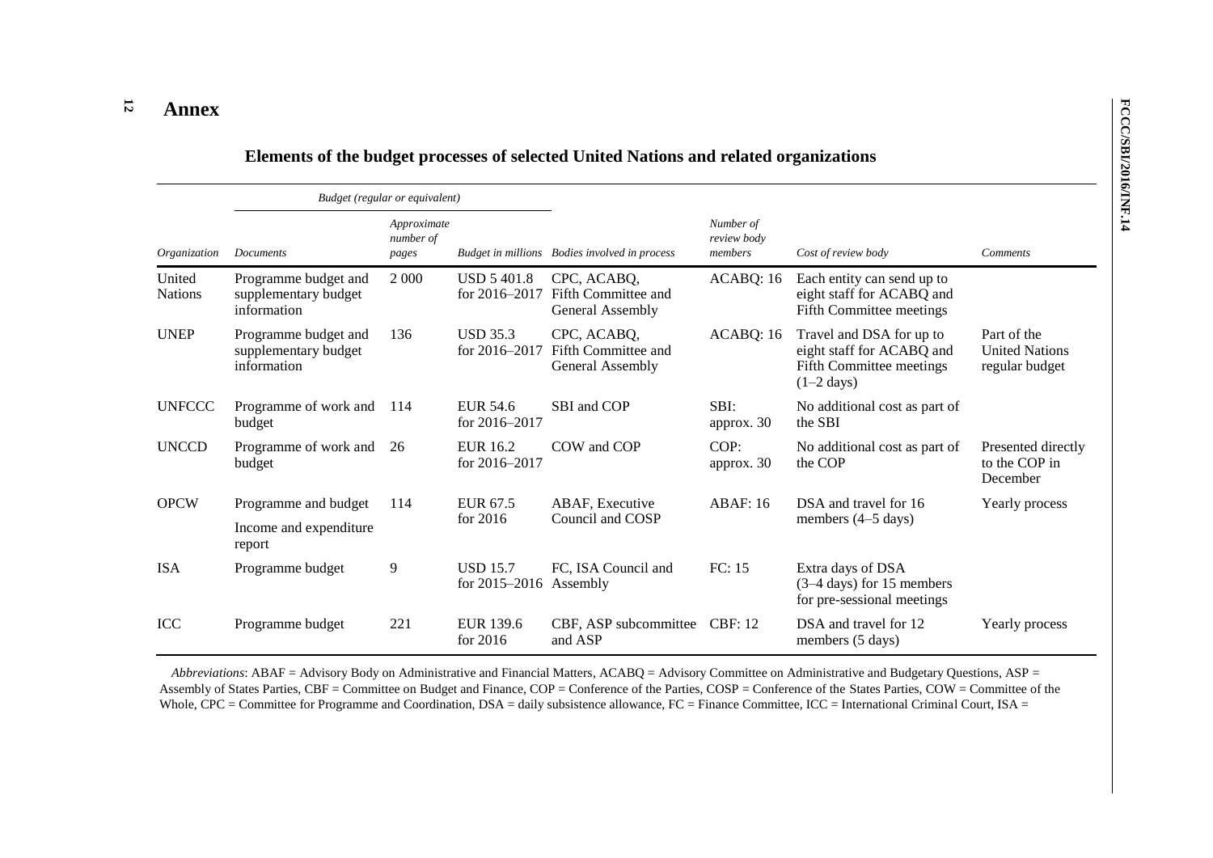# Annex

## Elements of the budget processes of selected United Nations and related organizations

| | *Budget (regular or equivalent)* | | | | | | |
|---|---|---|---|---|---|---|---|
| *Organization* | *Documents* | *Approximate number of pages* | *Budget in millions* | *Bodies involved in process* | *Number of review body members* | *Cost of review body* | *Comments* |
| United Nations | Programme budget and supplementary budget information | 2 000 | USD 5 401.8 for 2016–2017 | CPC, ACABQ, Fifth Committee and General Assembly | ACABQ: 16 | Each entity can send up to eight staff for ACABQ and Fifth Committee meetings | |
| UNEP | Programme budget and supplementary budget information | 136 | USD 35.3 for 2016–2017 | CPC, ACABQ, Fifth Committee and General Assembly | ACABQ: 16 | Travel and DSA for up to eight staff for ACABQ and Fifth Committee meetings (1–2 days) | Part of the United Nations regular budget |
| UNFCCC | Programme of work and budget | 114 | EUR 54.6 for 2016–2017 | SBI and COP | SBI: approx. 30 | No additional cost as part of the SBI | |
| UNCCD | Programme of work and budget | 26 | EUR 16.2 for 2016–2017 | COW and COP | COP: approx. 30 | No additional cost as part of the COP | Presented directly to the COP in December |
| OPCW | Programme and budget<br>Income and expenditure report | 114 | EUR 67.5 for 2016 | ABAF, Executive Council and COSP | ABAF: 16 | DSA and travel for 16 members (4–5 days) | Yearly process |
| ISA | Programme budget | 9 | USD 15.7 for 2015–2016 | FC, ISA Council and Assembly | FC: 15 | Extra days of DSA (3–4 days) for 15 members for pre-sessional meetings | |
| ICC | Programme budget | 221 | EUR 139.6 for 2016 | CBF, ASP subcommittee and ASP | CBF: 12 | DSA and travel for 12 members (5 days) | Yearly process |

*Abbreviations*: ABAF = Advisory Body on Administrative and Financial Matters, ACABQ = Advisory Committee on Administrative and Budgetary Questions, ASP = Assembly of States Parties, CBF = Committee on Budget and Finance, COP = Conference of the Parties, COSP = Conference of the States Parties, COW = Committee of the Whole, CPC = Committee for Programme and Coordination, DSA = daily subsistence allowance, FC = Finance Committee, ICC = International Criminal Court, ISA =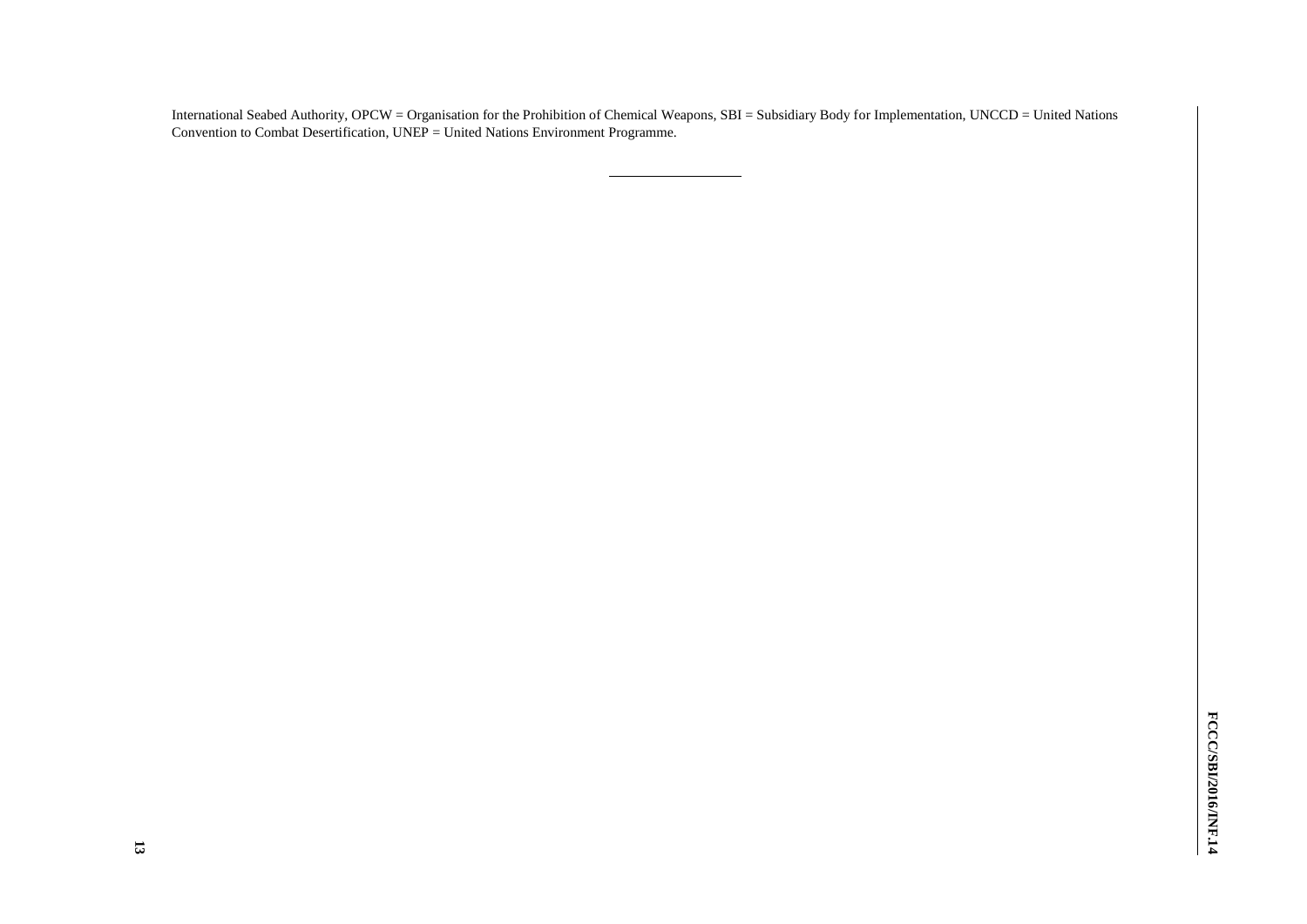International Seabed Authority, OPCW = Organisation for the Prohibition of Chemical Weapons, SBI = Subsidiary Body for Implementation, UNCCD = United Nations Convention to Combat Desertification, UNEP = United Nations Environment Programme.